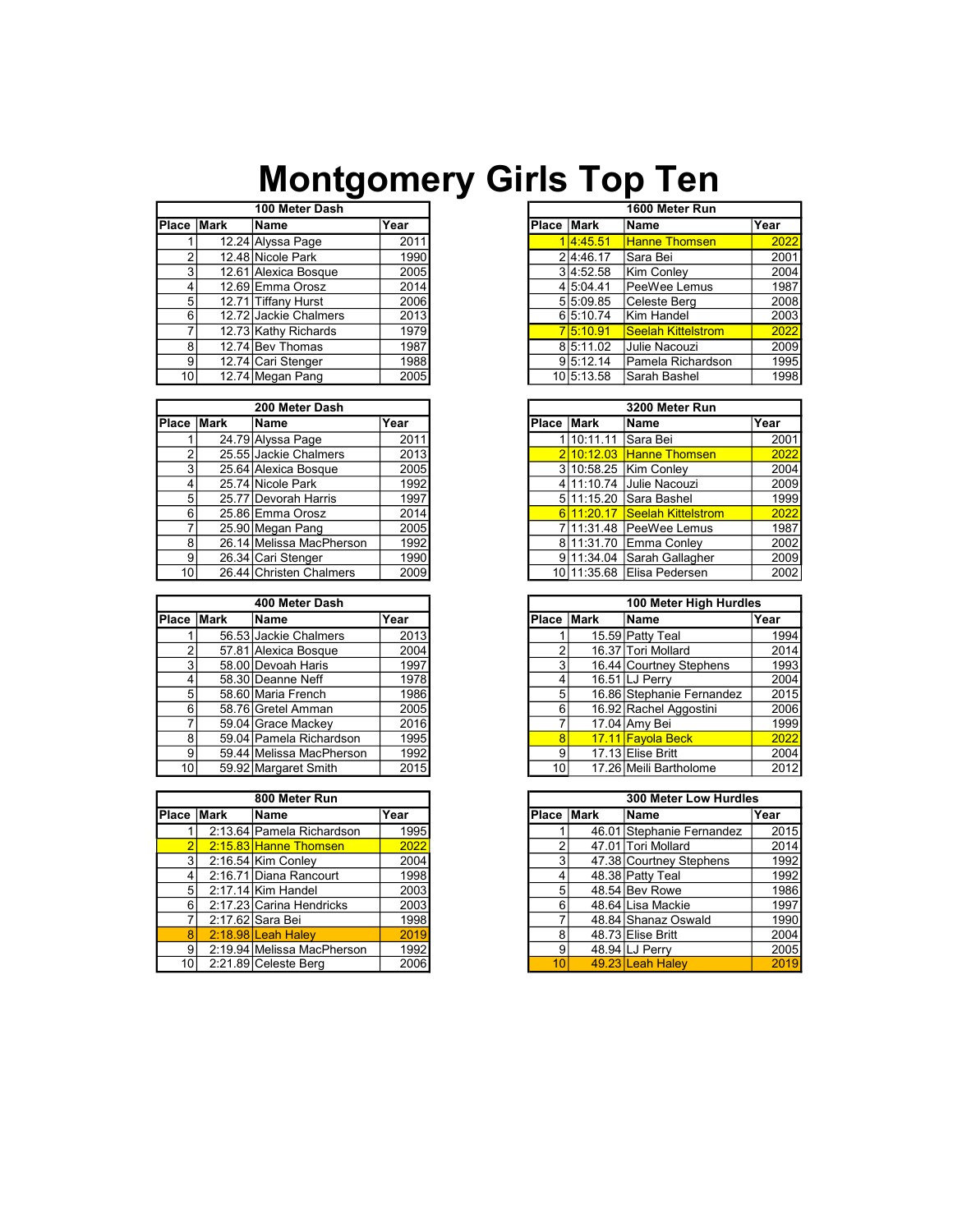# Montgomery Girls Top Ten

### 100 Meter Dash

| Place | Mark | Name | Year |
|---|---|---|---|
| 1 | 12.24 | Alyssa Page | 2011 |
| 2 | 12.48 | Nicole Park | 1990 |
| 3 | 12.61 | Alexica Bosque | 2005 |
| 4 | 12.69 | Emma Orosz | 2014 |
| 5 | 12.71 | Tiffany Hurst | 2006 |
| 6 | 12.72 | Jackie Chalmers | 2013 |
| 7 | 12.73 | Kathy Richards | 1979 |
| 8 | 12.74 | Bev Thomas | 1987 |
| 9 | 12.74 | Cari Stenger | 1988 |
| 10 | 12.74 | Megan Pang | 2005 |

### 200 Meter Dash

| Place | Mark | Name | Year |
|---|---|---|---|
| 1 | 24.79 | Alyssa Page | 2011 |
| 2 | 25.55 | Jackie Chalmers | 2013 |
| 3 | 25.64 | Alexica Bosque | 2005 |
| 4 | 25.74 | Nicole Park | 1992 |
| 5 | 25.77 | Devorah Harris | 1997 |
| 6 | 25.86 | Emma Orosz | 2014 |
| 7 | 25.90 | Megan Pang | 2005 |
| 8 | 26.14 | Melissa MacPherson | 1992 |
| 9 | 26.34 | Cari Stenger | 1990 |
| 10 | 26.44 | Christen Chalmers | 2009 |

### 400 Meter Dash

| Place | Mark | Name | Year |
|---|---|---|---|
| 1 | 56.53 | Jackie Chalmers | 2013 |
| 2 | 57.81 | Alexica Bosque | 2004 |
| 3 | 58.00 | Devoah Haris | 1997 |
| 4 | 58.30 | Deanne Neff | 1978 |
| 5 | 58.60 | Maria French | 1986 |
| 6 | 58.76 | Gretel Amman | 2005 |
| 7 | 59.04 | Grace Mackey | 2016 |
| 8 | 59.04 | Pamela Richardson | 1995 |
| 9 | 59.44 | Melissa MacPherson | 1992 |
| 10 | 59.92 | Margaret Smith | 2015 |

### 800 Meter Run

| Place | Mark | Name | Year |
|---|---|---|---|
| 1 | 2:13.64 | Pamela Richardson | 1995 |
| 2 | 2:15.83 | Hanne Thomsen | 2022 |
| 3 | 2:16.54 | Kim Conley | 2004 |
| 4 | 2:16.71 | Diana Rancourt | 1998 |
| 5 | 2:17.14 | Kim Handel | 2003 |
| 6 | 2:17.23 | Carina Hendricks | 2003 |
| 7 | 2:17.62 | Sara Bei | 1998 |
| 8 | 2:18.98 | Leah Haley | 2019 |
| 9 | 2:19.94 | Melissa MacPherson | 1992 |
| 10 | 2:21.89 | Celeste Berg | 2006 |

### 1600 Meter Run

| Place | Mark | Name | Year |
|---|---|---|---|
| 1 | 4:45.51 | Hanne Thomsen | 2022 |
| 2 | 4:46.17 | Sara Bei | 2001 |
| 3 | 4:52.58 | Kim Conley | 2004 |
| 4 | 5:04.41 | PeeWee Lemus | 1987 |
| 5 | 5:09.85 | Celeste Berg | 2008 |
| 6 | 5:10.74 | Kim Handel | 2003 |
| 7 | 5:10.91 | Seelah Kittelstrom | 2022 |
| 8 | 5:11.02 | Julie Nacouzi | 2009 |
| 9 | 5:12.14 | Pamela Richardson | 1995 |
| 10 | 5:13.58 | Sarah Bashel | 1998 |

### 3200 Meter Run

| Place | Mark | Name | Year |
|---|---|---|---|
| 1 | 10:11.11 | Sara Bei | 2001 |
| 2 | 10:12.03 | Hanne Thomsen | 2022 |
| 3 | 10:58.25 | Kim Conley | 2004 |
| 4 | 11:10.74 | Julie Nacouzi | 2009 |
| 5 | 11:15.20 | Sara Bashel | 1999 |
| 6 | 11:20.17 | Seelah Kittelstrom | 2022 |
| 7 | 11:31.48 | PeeWee Lemus | 1987 |
| 8 | 11:31.70 | Emma Conley | 2002 |
| 9 | 11:34.04 | Sarah Gallagher | 2009 |
| 10 | 11:35.68 | Elisa Pedersen | 2002 |

### 100 Meter High Hurdles

| Place | Mark | Name | Year |
|---|---|---|---|
| 1 | 15.59 | Patty Teal | 1994 |
| 2 | 16.37 | Tori Mollard | 2014 |
| 3 | 16.44 | Courtney Stephens | 1993 |
| 4 | 16.51 | LJ Perry | 2004 |
| 5 | 16.86 | Stephanie Fernandez | 2015 |
| 6 | 16.92 | Rachel Aggostini | 2006 |
| 7 | 17.04 | Amy Bei | 1999 |
| 8 | 17.11 | Fayola Beck | 2022 |
| 9 | 17.13 | Elise Britt | 2004 |
| 10 | 17.26 | Meili Bartholome | 2012 |

### 300 Meter Low Hurdles

| Place | Mark | Name | Year |
|---|---|---|---|
| 1 | 46.01 | Stephanie Fernandez | 2015 |
| 2 | 47.01 | Tori Mollard | 2014 |
| 3 | 47.38 | Courtney Stephens | 1992 |
| 4 | 48.38 | Patty Teal | 1992 |
| 5 | 48.54 | Bev Rowe | 1986 |
| 6 | 48.64 | Lisa Mackie | 1997 |
| 7 | 48.84 | Shanaz Oswald | 1990 |
| 8 | 48.73 | Elise Britt | 2004 |
| 9 | 48.94 | LJ Perry | 2005 |
| 10 | 49.23 | Leah Haley | 2019 |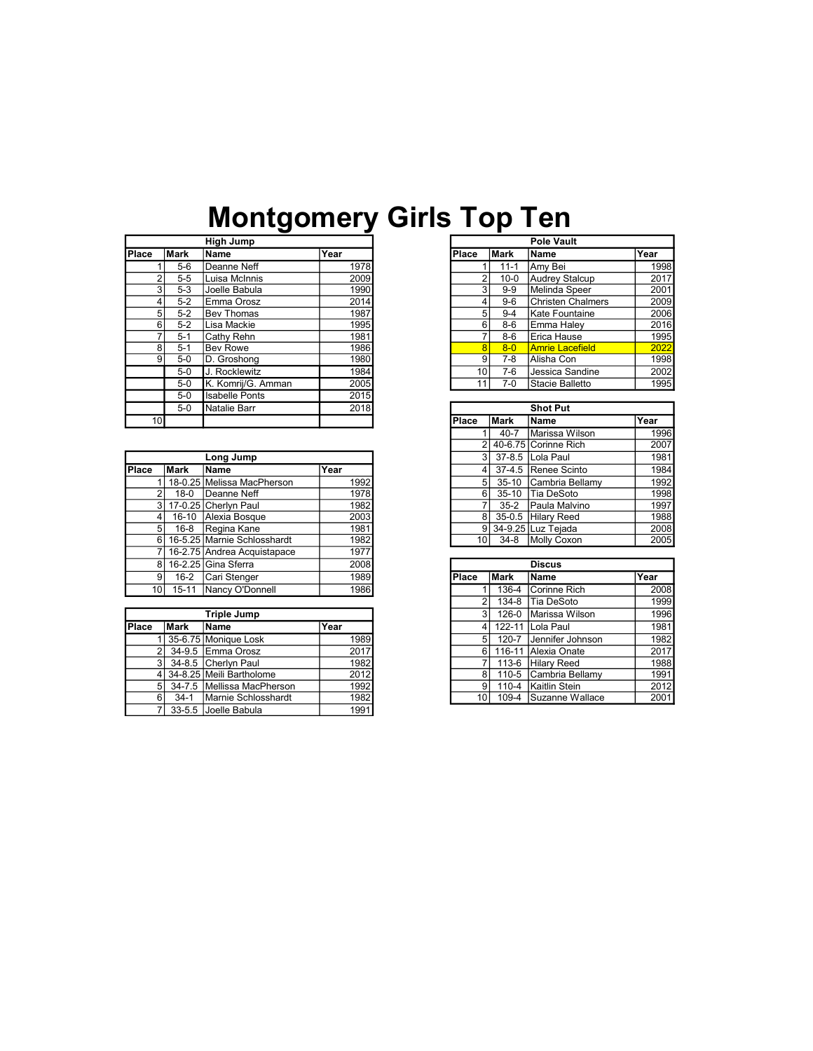# Montgomery Girls Top Ten

### High Jump

| Place | Mark | Name | Year |
|---|---|---|---|
| 1 | 5-6 | Deanne Neff | 1978 |
| 2 | 5-5 | Luisa McInnis | 2009 |
| 3 | 5-3 | Joelle Babula | 1990 |
| 4 | 5-2 | Emma Orosz | 2014 |
| 5 | 5-2 | Bev Thomas | 1987 |
| 6 | 5-2 | Lisa Mackie | 1995 |
| 7 | 5-1 | Cathy Rehn | 1981 |
| 8 | 5-1 | Bev Rowe | 1986 |
| 9 | 5-0 | D. Groshong | 1980 |
| | 5-0 | J. Rocklewitz | 1984 |
| | 5-0 | K. Komrij/G. Amman | 2005 |
| | 5-0 | Isabelle Ponts | 2015 |
| | 5-0 | Natalie Barr | 2018 |
| 10 | | | |

### Long Jump

| Place | Mark | Name | Year |
|---|---|---|---|
| 1 | 18-0.25 | Melissa MacPherson | 1992 |
| 2 | 18-0 | Deanne Neff | 1978 |
| 3 | 17-0.25 | Cherlyn Paul | 1982 |
| 4 | 16-10 | Alexia Bosque | 2003 |
| 5 | 16-8 | Regina Kane | 1981 |
| 6 | 16-5.25 | Marnie Schlosshardt | 1982 |
| 7 | 16-2.75 | Andrea Acquistapace | 1977 |
| 8 | 16-2.25 | Gina Sferra | 2008 |
| 9 | 16-2 | Cari Stenger | 1989 |
| 10 | 15-11 | Nancy O'Donnell | 1986 |

### Triple Jump

| Place | Mark | Name | Year |
|---|---|---|---|
| 1 | 35-6.75 | Monique Losk | 1989 |
| 2 | 34-9.5 | Emma Orosz | 2017 |
| 3 | 34-8.5 | Cherlyn Paul | 1982 |
| 4 | 34-8.25 | Meili Bartholome | 2012 |
| 5 | 34-7.5 | Mellissa MacPherson | 1992 |
| 6 | 34-1 | Marnie Schlosshardt | 1982 |
| 7 | 33-5.5 | Joelle Babula | 1991 |

### Pole Vault

| Place | Mark | Name | Year |
|---|---|---|---|
| 1 | 11-1 | Amy Bei | 1998 |
| 2 | 10-0 | Audrey Stalcup | 2017 |
| 3 | 9-9 | Melinda Speer | 2001 |
| 4 | 9-6 | Christen Chalmers | 2009 |
| 5 | 9-4 | Kate Fountaine | 2006 |
| 6 | 8-6 | Emma Haley | 2016 |
| 7 | 8-6 | Erica Hause | 1995 |
| 8 | 8-0 | Amrie Lacefield | 2022 |
| 9 | 7-8 | Alisha Con | 1998 |
| 10 | 7-6 | Jessica Sandine | 2002 |
| 11 | 7-0 | Stacie Balletto | 1995 |

### Shot Put

| Place | Mark | Name | Year |
|---|---|---|---|
| 1 | 40-7 | Marissa Wilson | 1996 |
| 2 | 40-6.75 | Corinne Rich | 2007 |
| 3 | 37-8.5 | Lola Paul | 1981 |
| 4 | 37-4.5 | Renee Scinto | 1984 |
| 5 | 35-10 | Cambria Bellamy | 1992 |
| 6 | 35-10 | Tia DeSoto | 1998 |
| 7 | 35-2 | Paula Malvino | 1997 |
| 8 | 35-0.5 | Hilary Reed | 1988 |
| 9 | 34-9.25 | Luz Tejada | 2008 |
| 10 | 34-8 | Molly Coxon | 2005 |

### Discus

| Place | Mark | Name | Year |
|---|---|---|---|
| 1 | 136-4 | Corinne Rich | 2008 |
| 2 | 134-8 | Tia DeSoto | 1999 |
| 3 | 126-0 | Marissa Wilson | 1996 |
| 4 | 122-11 | Lola Paul | 1981 |
| 5 | 120-7 | Jennifer Johnson | 1982 |
| 6 | 116-11 | Alexia Onate | 2017 |
| 7 | 113-6 | Hilary Reed | 1988 |
| 8 | 110-5 | Cambria Bellamy | 1991 |
| 9 | 110-4 | Kaitlin Stein | 2012 |
| 10 | 109-4 | Suzanne Wallace | 2001 |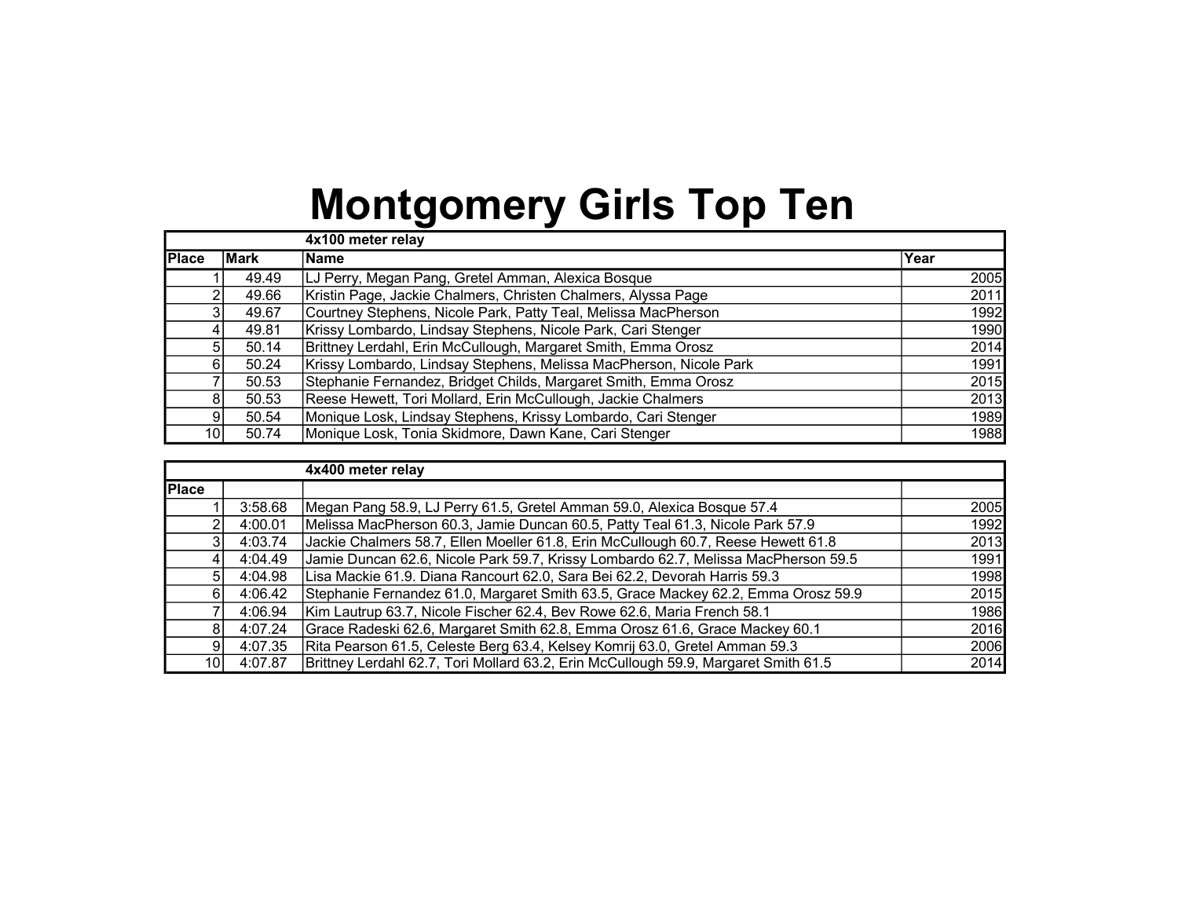# Montgomery Girls Top Ten

| | | 4x100 meter relay | |
|---|---|---|---|
| Place | Mark | Name | Year |
| 1 | 49.49 | LJ Perry, Megan Pang, Gretel Amman, Alexica Bosque | 2005 |
| 2 | 49.66 | Kristin Page, Jackie Chalmers, Christen Chalmers, Alyssa Page | 2011 |
| 3 | 49.67 | Courtney Stephens, Nicole Park, Patty Teal, Melissa MacPherson | 1992 |
| 4 | 49.81 | Krissy Lombardo, Lindsay Stephens, Nicole Park, Cari Stenger | 1990 |
| 5 | 50.14 | Brittney Lerdahl, Erin McCullough, Margaret Smith, Emma Orosz | 2014 |
| 6 | 50.24 | Krissy Lombardo, Lindsay Stephens, Melissa MacPherson, Nicole Park | 1991 |
| 7 | 50.53 | Stephanie Fernandez, Bridget Childs, Margaret Smith, Emma Orosz | 2015 |
| 8 | 50.53 | Reese Hewett, Tori Mollard, Erin McCullough, Jackie Chalmers | 2013 |
| 9 | 50.54 | Monique Losk, Lindsay Stephens, Krissy Lombardo, Cari Stenger | 1989 |
| 10 | 50.74 | Monique Losk, Tonia Skidmore, Dawn Kane, Cari Stenger | 1988 |

| | | 4x400 meter relay | |
|---|---|---|---|
| Place | | | |
| 1 | 3:58.68 | Megan Pang 58.9, LJ Perry 61.5, Gretel Amman 59.0, Alexica Bosque 57.4 | 2005 |
| 2 | 4:00.01 | Melissa MacPherson 60.3, Jamie Duncan 60.5, Patty Teal 61.3, Nicole Park 57.9 | 1992 |
| 3 | 4:03.74 | Jackie Chalmers 58.7, Ellen Moeller 61.8, Erin McCullough 60.7, Reese Hewett 61.8 | 2013 |
| 4 | 4:04.49 | Jamie Duncan 62.6, Nicole Park 59.7, Krissy Lombardo 62.7, Melissa MacPherson 59.5 | 1991 |
| 5 | 4:04.98 | Lisa Mackie 61.9. Diana Rancourt 62.0, Sara Bei 62.2, Devorah Harris 59.3 | 1998 |
| 6 | 4:06.42 | Stephanie Fernandez 61.0, Margaret Smith 63.5, Grace Mackey 62.2, Emma Orosz 59.9 | 2015 |
| 7 | 4:06.94 | Kim Lautrup 63.7, Nicole Fischer 62.4, Bev Rowe 62.6, Maria French 58.1 | 1986 |
| 8 | 4:07.24 | Grace Radeski 62.6, Margaret Smith 62.8, Emma Orosz 61.6, Grace Mackey 60.1 | 2016 |
| 9 | 4:07.35 | Rita Pearson 61.5, Celeste Berg 63.4, Kelsey Komrij 63.0, Gretel Amman 59.3 | 2006 |
| 10 | 4:07.87 | Brittney Lerdahl 62.7, Tori Mollard 63.2, Erin McCullough 59.9, Margaret Smith 61.5 | 2014 |